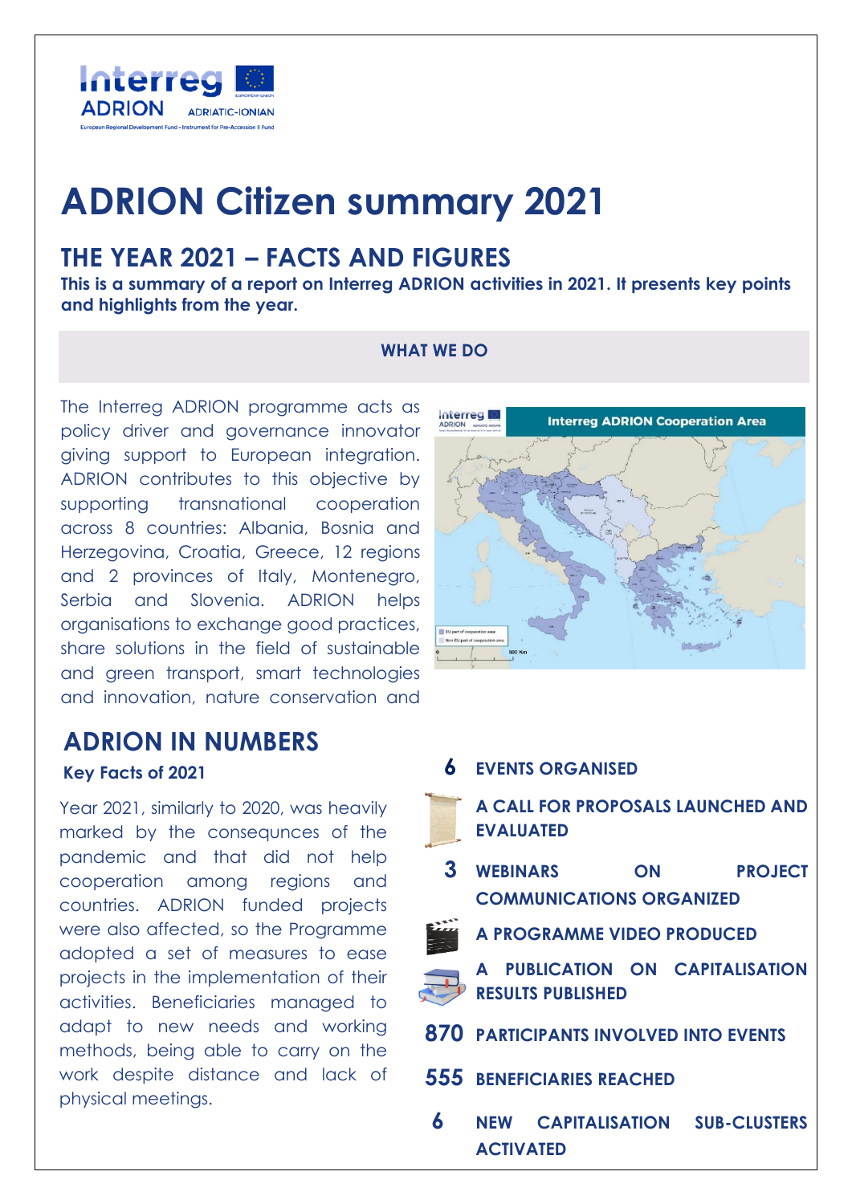# ADRION Citizen summary 2021

## THE YEAR 2021 – FACTS AND FIGURES

**This is a summary of a report on Interreg ADRION activities in 2021. It presents key points and highlights from the year.**

### WHAT WE DO

The Interreg ADRION programme acts as policy driver and governance innovator giving support to European integration. ADRION contributes to this objective by supporting transnational cooperation across 8 countries: Albania, Bosnia and Herzegovina, Croatia, Greece, 12 regions and 2 provinces of Italy, Montenegro, Serbia and Slovenia. ADRION helps organisations to exchange good practices, share solutions in the field of sustainable and green transport, smart technologies and innovation, nature conservation and

## ADRION IN NUMBERS

### Key Facts of 2021

Year 2021, similarly to 2020, was heavily marked by the consequnces of the pandemic and that did not help cooperation among regions and countries. ADRION funded projects were also affected, so the Programme adopted a set of measures to ease projects in the implementation of their activities. Beneficiaries managed to adapt to new needs and working methods, being able to carry on the work despite distance and lack of physical meetings.

- **6** EVENTS ORGANISED
- A CALL FOR PROPOSALS LAUNCHED AND EVALUATED
- **3** WEBINARS ON PROJECT COMMUNICATIONS ORGANIZED
- A PROGRAMME VIDEO PRODUCED
- A PUBLICATION ON CAPITALISATION RESULTS PUBLISHED
- **870** PARTICIPANTS INVOLVED INTO EVENTS
- **555** BENEFICIARIES REACHED
- **6** NEW CAPITALISATION SUB-CLUSTERS ACTIVATED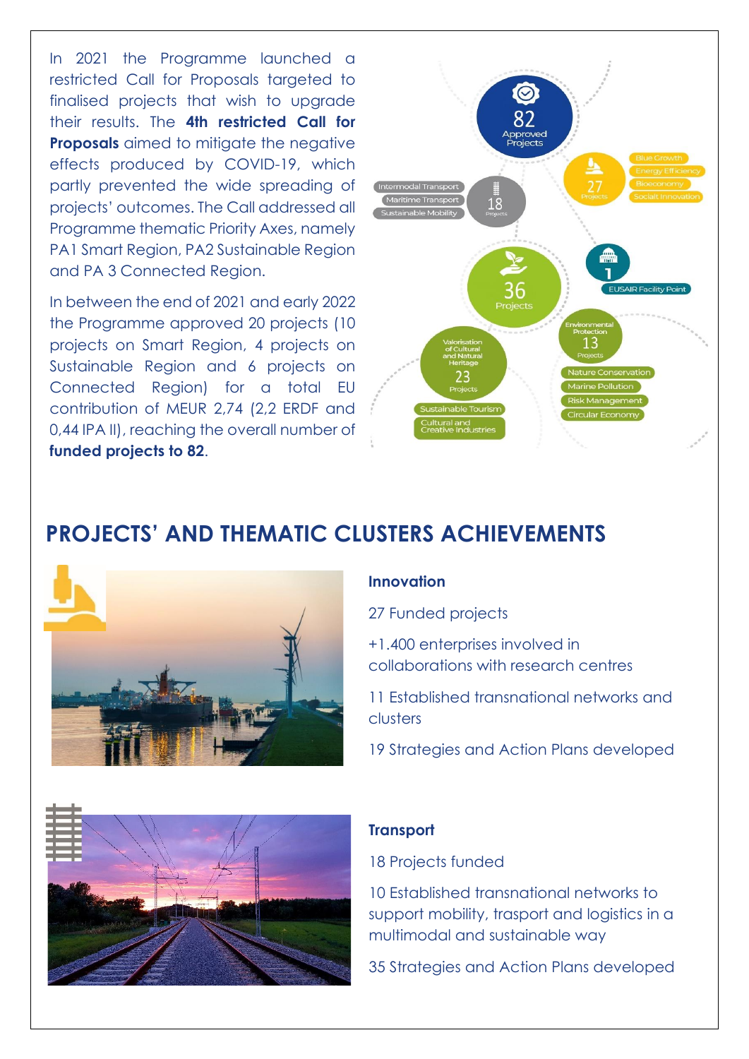In 2021 the Programme launched a restricted Call for Proposals targeted to finalised projects that wish to upgrade their results. The **4th restricted Call for Proposals** aimed to mitigate the negative effects produced by COVID-19, which partly prevented the wide spreading of projects' outcomes. The Call addressed all Programme thematic Priority Axes, namely PA1 Smart Region, PA2 Sustainable Region and PA 3 Connected Region.

In between the end of 2021 and early 2022 the Programme approved 20 projects (10 projects on Smart Region, 4 projects on Sustainable Region and 6 projects on Connected Region) for a total EU contribution of MEUR 2,74 (2,2 ERDF and 0,44 IPA II), reaching the overall number of **funded projects to 82**.

82 Approved Projects

27 Projects: Blue Growth, Energy Efficiency, Bioeconomy, Social Innovation

18 Projects: Intermodal Transport, Maritime Transport, Sustainable Mobility

36 Projects

1 EUSAIR Facility Point

Valorisation of Cultural and Natural Heritage – 23 Projects: Sustainable Tourism, Cultural and Creative Industries

Environmental Protection – 13 Projects: Nature Conservation, Marine Pollution, Risk Management, Circular Economy

## PROJECTS' AND THEMATIC CLUSTERS ACHIEVEMENTS

**Innovation**

27 Funded projects

+1.400 enterprises involved in collaborations with research centres

11 Established transnational networks and clusters

19 Strategies and Action Plans developed

**Transport**

18 Projects funded

10 Established transnational networks to support mobility, trasport and logistics in a multimodal and sustainable way

35 Strategies and Action Plans developed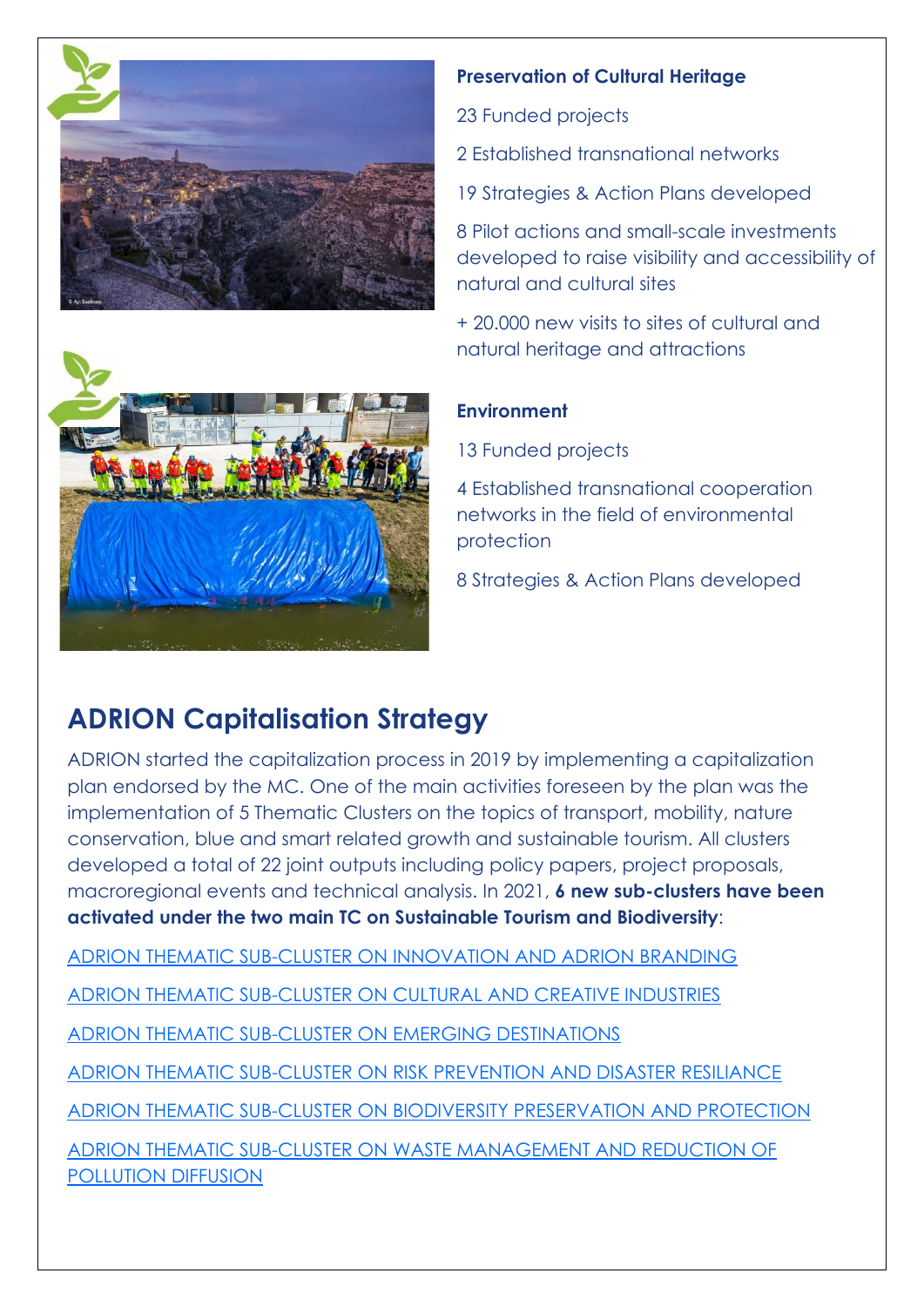**Preservation of Cultural Heritage**

23 Funded projects

2 Established transnational networks

19 Strategies & Action Plans developed

8 Pilot actions and small-scale investments developed to raise visibility and accessibility of natural and cultural sites

+ 20.000 new visits to sites of cultural and natural heritage and attractions

**Environment**

13 Funded projects

4 Established transnational cooperation networks in the field of environmental protection

8 Strategies & Action Plans developed

## ADRION Capitalisation Strategy

ADRION started the capitalization process in 2019 by implementing a capitalization plan endorsed by the MC. One of the main activities foreseen by the plan was the implementation of 5 Thematic Clusters on the topics of transport, mobility, nature conservation, blue and smart related growth and sustainable tourism. All clusters developed a total of 22 joint outputs including policy papers, project proposals, macroregional events and technical analysis. In 2021, **6 new sub-clusters have been activated under the two main TC on Sustainable Tourism and Biodiversity**:

ADRION THEMATIC SUB-CLUSTER ON INNOVATION AND ADRION BRANDING

ADRION THEMATIC SUB-CLUSTER ON CULTURAL AND CREATIVE INDUSTRIES

ADRION THEMATIC SUB-CLUSTER ON EMERGING DESTINATIONS

ADRION THEMATIC SUB-CLUSTER ON RISK PREVENTION AND DISASTER RESILIANCE

ADRION THEMATIC SUB-CLUSTER ON BIODIVERSITY PRESERVATION AND PROTECTION

ADRION THEMATIC SUB-CLUSTER ON WASTE MANAGEMENT AND REDUCTION OF POLLUTION DIFFUSION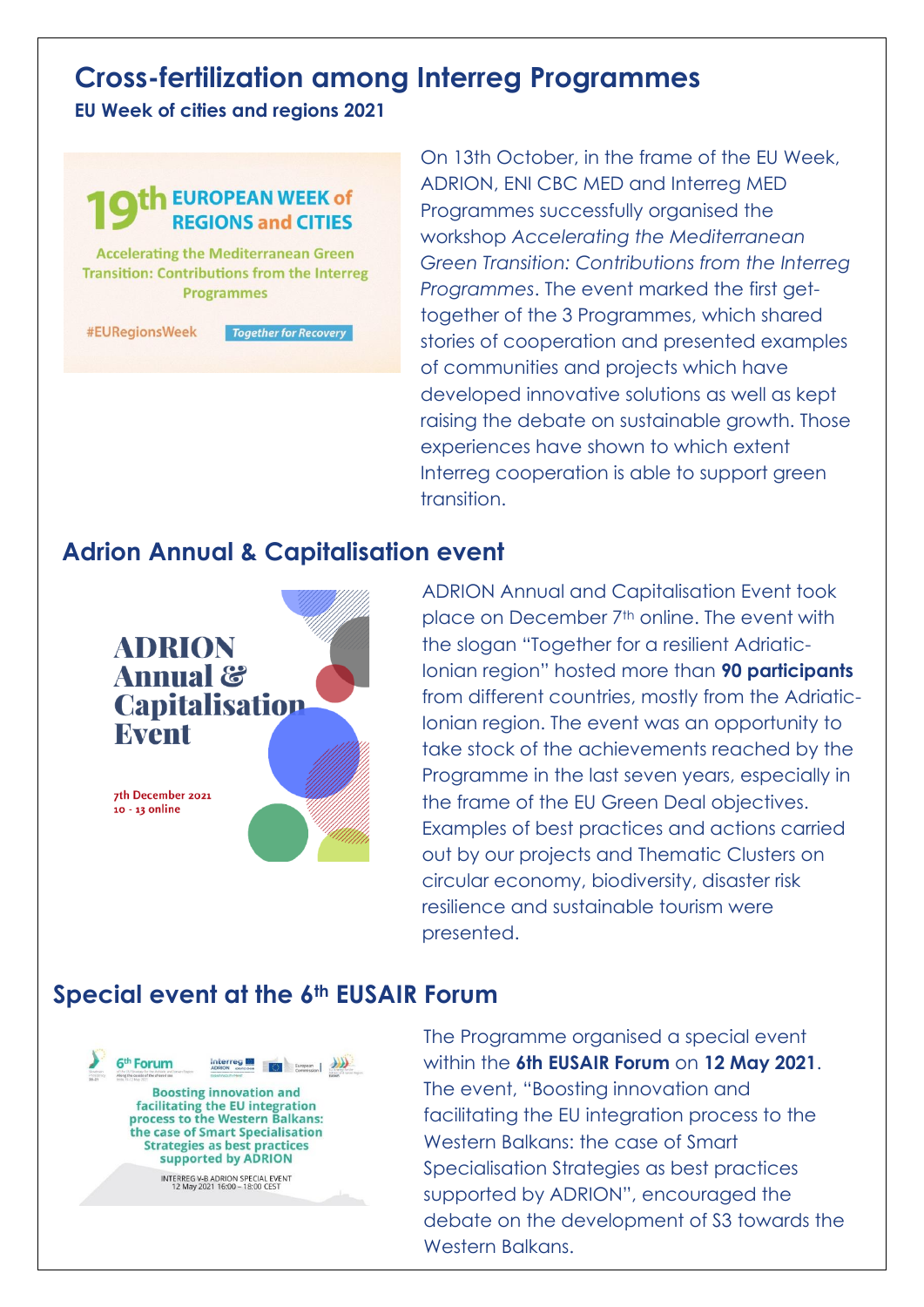# Cross-fertilization among Interreg Programmes

**EU Week of cities and regions 2021**

On 13th October, in the frame of the EU Week, ADRION, ENI CBC MED and Interreg MED Programmes successfully organised the workshop *Accelerating the Mediterranean Green Transition: Contributions from the Interreg Programmes*. The event marked the first get-together of the 3 Programmes, which shared stories of cooperation and presented examples of communities and projects which have developed innovative solutions as well as kept raising the debate on sustainable growth. Those experiences have shown to which extent Interreg cooperation is able to support green transition.

## Adrion Annual & Capitalisation event

ADRION Annual and Capitalisation Event took place on December 7th online. The event with the slogan "Together for a resilient Adriatic-Ionian region" hosted more than **90 participants** from different countries, mostly from the Adriatic-Ionian region. The event was an opportunity to take stock of the achievements reached by the Programme in the last seven years, especially in the frame of the EU Green Deal objectives. Examples of best practices and actions carried out by our projects and Thematic Clusters on circular economy, biodiversity, disaster risk resilience and sustainable tourism were presented.

## Special event at the 6th EUSAIR Forum

The Programme organised a special event within the **6th EUSAIR Forum** on **12 May 2021**. The event, "Boosting innovation and facilitating the EU integration process to the Western Balkans: the case of Smart Specialisation Strategies as best practices supported by ADRION", encouraged the debate on the development of S3 towards the Western Balkans.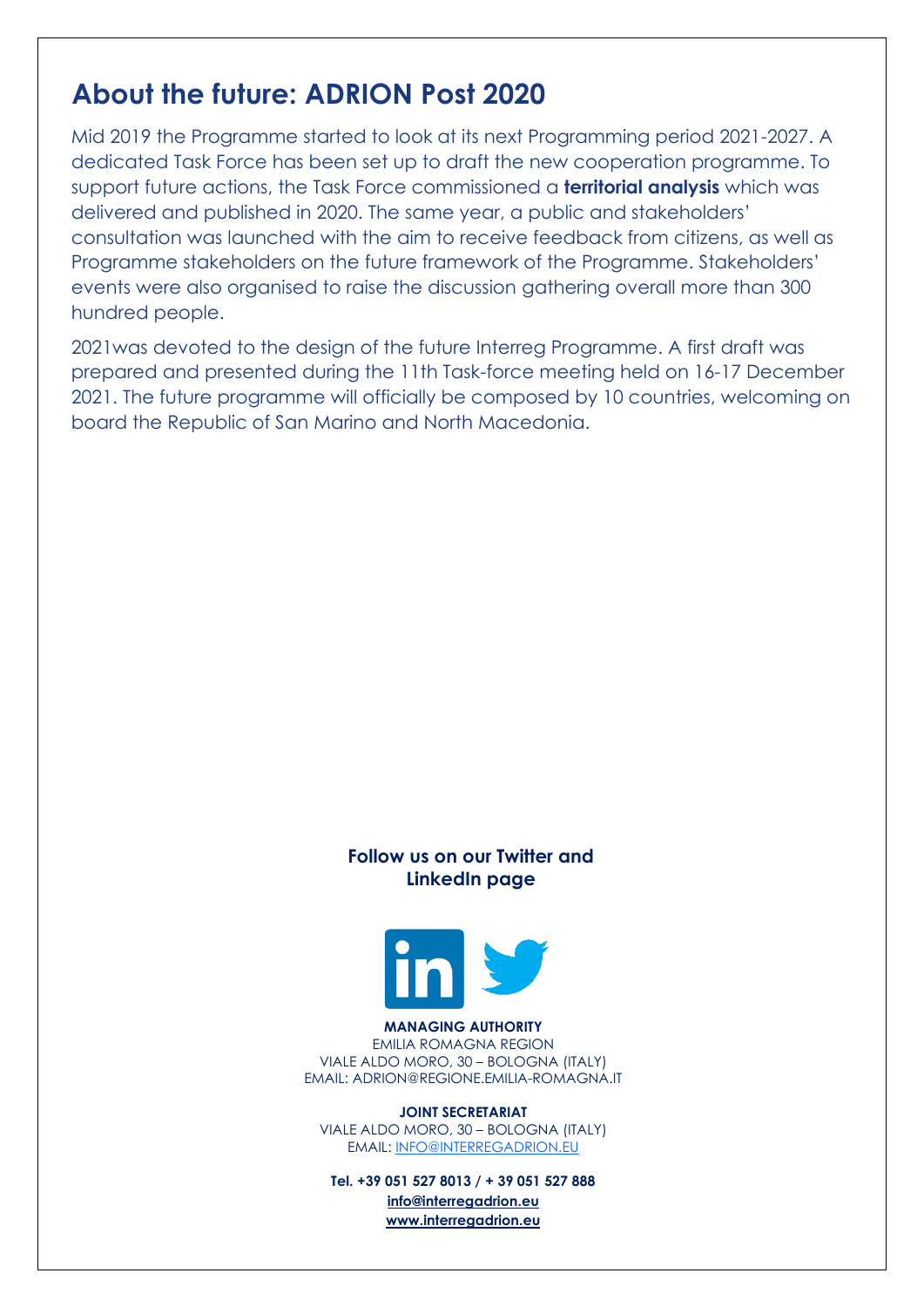## About the future: ADRION Post 2020

Mid 2019 the Programme started to look at its next Programming period 2021-2027. A dedicated Task Force has been set up to draft the new cooperation programme. To support future actions, the Task Force commissioned a **territorial analysis** which was delivered and published in 2020. The same year, a public and stakeholders' consultation was launched with the aim to receive feedback from citizens, as well as Programme stakeholders on the future framework of the Programme. Stakeholders' events were also organised to raise the discussion gathering overall more than 300 hundred people.

2021was devoted to the design of the future Interreg Programme. A first draft was prepared and presented during the 11th Task-force meeting held on 16-17 December 2021. The future programme will officially be composed by 10 countries, welcoming on board the Republic of San Marino and North Macedonia.

**Follow us on our Twitter and LinkedIn page**

**MANAGING AUTHORITY**
EMILIA ROMAGNA REGION
VIALE ALDO MORO, 30 – BOLOGNA (ITALY)
EMAIL: ADRION@REGIONE.EMILIA-ROMAGNA.IT

**JOINT SECRETARIAT**
VIALE ALDO MORO, 30 – BOLOGNA (ITALY)
EMAIL: INFO@INTERREGADRION.EU

**Tel. +39 051 527 8013 / + 39 051 527 888**
**info@interregadrion.eu**
**www.interregadrion.eu**